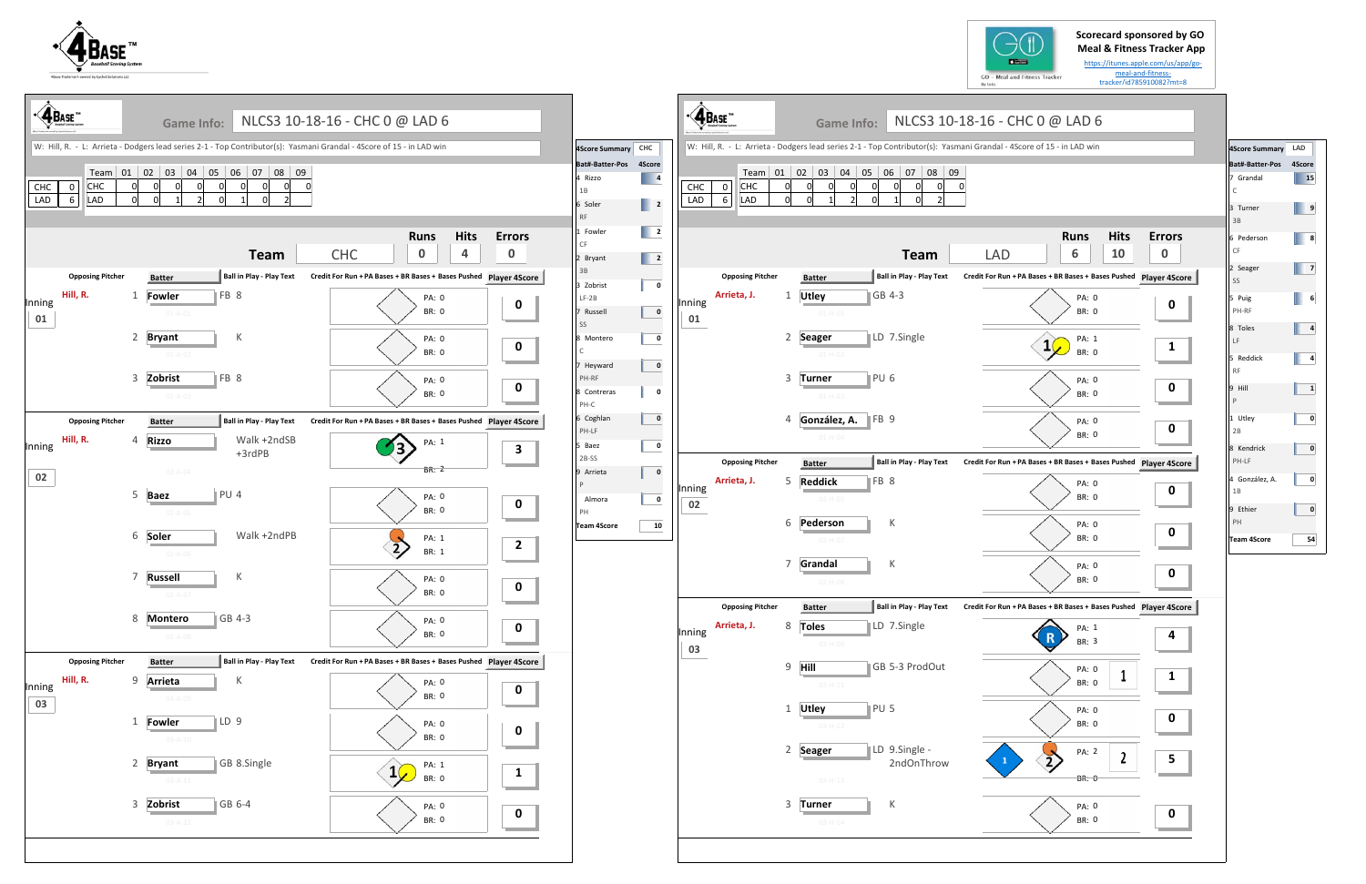4BASE™ Baseball Scoring System

Scorecard sponsored by GO Meal & Fitness Tracker App
https://itunes.apple.com/us/app/go-meal-and-fitness-tracker/id785910082?mt=8

## Game Info: NLCS3 10-18-16 - CHC 0 @ LAD 6

W: Hill, R. - L: Arrieta - Dodgers lead series 2-1 - Top Contributor(s): Yasmani Grandal - 4Score of 15 - in LAD win

| | | Team | 01 | 02 | 03 | 04 | 05 | 06 | 07 | 08 | 09 |
|---|---|---|---|---|---|---|---|---|---|---|---|
| CHC | 0 | CHC | 0 | 0 | 0 | 0 | 0 | 0 | 0 | 0 | 0 |
| LAD | 6 | LAD | 0 | 0 | 1 | 2 | 0 | 1 | 0 | 2 | |

### Team: CHC — Runs 0, Hits 4, Errors 0

| Inning | Opposing Pitcher | # | Batter | Ball in Play - Play Text | PA | BR | Player 4Score |
|---|---|---|---|---|---|---|---|
| 01 | Hill, R. | 1 | Fowler | FB 8 | 0 | 0 | 0 |
| | | 2 | Bryant | K | 0 | 0 | 0 |
| | | 3 | Zobrist | FB 8 | 0 | 0 | 0 |
| 02 | Hill, R. | 4 | Rizzo | Walk +2ndSB +3rdPB | 1 | 2 | 3 |
| | | 5 | Baez | PU 4 | 0 | 0 | 0 |
| | | 6 | Soler | Walk +2ndPB | 1 | 1 | 2 |
| | | 7 | Russell | K | 0 | 0 | 0 |
| | | 8 | Montero | GB 4-3 | 0 | 0 | 0 |
| 03 | Hill, R. | 9 | Arrieta | K | 0 | 0 | 0 |
| | | 1 | Fowler | LD 9 | 0 | 0 | 0 |
| | | 2 | Bryant | GB 8.Single | 1 | 0 | 1 |
| | | 3 | Zobrist | GB 6-4 | 0 | 0 | 0 |

#### 4Score Summary CHC

| Bat#-Batter-Pos | 4Score |
|---|---|
| 4 Rizzo 1B | 4 |
| 6 Soler RF | 2 |
| 1 Fowler CF | 2 |
| 2 Bryant 3B | 2 |
| 3 Zobrist LF-2B | 0 |
| 7 Russell SS | 0 |
| 8 Montero C | 0 |
| 7 Heyward PH-RF | 0 |
| 8 Contreras PH-C | 0 |
| 6 Coghlan PH-LF | 0 |
| 5 Baez 2B-SS | 0 |
| 9 Arrieta P | 0 |
| Almora PH | 0 |
| Team 4Score | 10 |

### Team: LAD — Runs 6, Hits 10, Errors 0

| Inning | Opposing Pitcher | # | Batter | Ball in Play - Play Text | PA | BR | Player 4Score |
|---|---|---|---|---|---|---|---|
| 01 | Arrieta, J. | 1 | Utley | GB 4-3 | 0 | 0 | 0 |
| | | 2 | Seager | LD 7.Single | 1 | 0 | 1 |
| | | 3 | Turner | PU 6 | 0 | 0 | 0 |
| | | 4 | González, A. | FB 9 | 0 | 0 | 0 |
| 02 | Arrieta, J. | 5 | Reddick | FB 8 | 0 | 0 | 0 |
| | | 6 | Pederson | K | 0 | 0 | 0 |
| | | 7 | Grandal | K | 0 | 0 | 0 |
| 03 | Arrieta, J. | 8 | Toles | LD 7.Single | 1 | 3 | 4 |
| | | 9 | Hill | GB 5-3 ProdOut | 0 | 0 | 1 |
| | | 1 | Utley | PU 5 | 0 | 0 | 0 |
| | | 2 | Seager | LD 9.Single - 2ndOnThrow | 2 | 0 | 5 |
| | | 3 | Turner | K | 0 | 0 | 0 |

#### 4Score Summary LAD

| Bat#-Batter-Pos | 4Score |
|---|---|
| 7 Grandal C | 15 |
| 3 Turner 3B | 9 |
| 6 Pederson CF | 8 |
| 2 Seager SS | 7 |
| 5 Puig PH-RF | 6 |
| 8 Toles LF | 4 |
| 5 Reddick RF | 4 |
| 9 Hill P | 1 |
| 1 Utley 2B | 0 |
| 8 Kendrick PH-LF | 0 |
| 4 González, A. 1B | 0 |
| 9 Ethier PH | 0 |
| Team 4Score | 54 |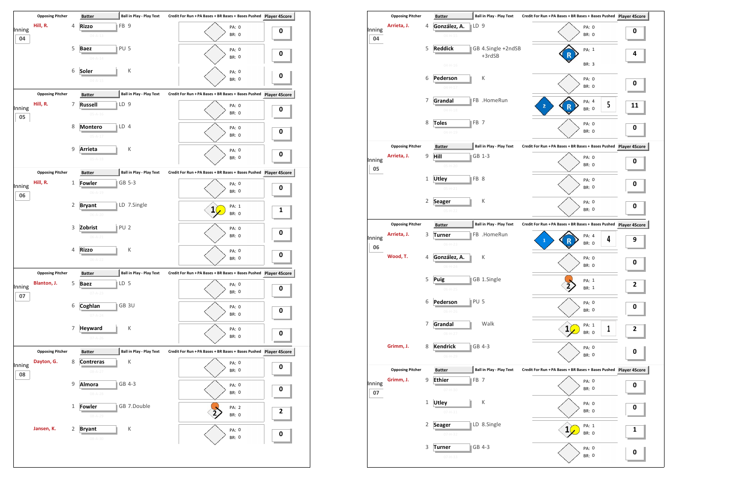| Inning | Opposing Pitcher | # | Batter | Ball in Play - Play Text | PA | BR | Player 4Score |
|---|---|---|---|---|---|---|---|
| 04 | Hill, R. | 4 | Rizzo | FB 9 | 0 | 0 | 0 |
| | | 5 | Baez | PU 5 | 0 | 0 | 0 |
| | | 6 | Soler | K | 0 | 0 | 0 |
| 05 | Hill, R. | 7 | Russell | LD 9 | 0 | 0 | 0 |
| | | 8 | Montero | LD 4 | 0 | 0 | 0 |
| | | 9 | Arrieta | K | 0 | 0 | 0 |
| 06 | Hill, R. | 1 | Fowler | GB 5-3 | 0 | 0 | 0 |
| | | 2 | Bryant | LD 7.Single | 1 | 0 | 1 |
| | | 3 | Zobrist | PU 2 | 0 | 0 | 0 |
| | | 4 | Rizzo | K | 0 | 0 | 0 |
| 07 | Blanton, J. | 5 | Baez | LD 5 | 0 | 0 | 0 |
| | | 6 | Coghlan | GB 3U | 0 | 0 | 0 |
| | | 7 | Heyward | K | 0 | 0 | 0 |
| 08 | Dayton, G. | 8 | Contreras | K | 0 | 0 | 0 |
| | | 9 | Almora | GB 4-3 | 0 | 0 | 0 |
| | | 1 | Fowler | GB 7.Double | 2 | 0 | 2 |
| | Jansen, K. | 2 | Bryant | K | 0 | 0 | 0 |

| Inning | Opposing Pitcher | # | Batter | Ball in Play - Play Text | PA | BR | Bases Pushed | Player 4Score |
|---|---|---|---|---|---|---|---|---|
| 04 | Arrieta, J. | 4 | González, A. | LD 9 | 0 | 0 | | 0 |
| | | 5 | Reddick | GB 4.Single +2ndSB +3rdSB | 1 | 3 | | 4 |
| | | 6 | Pederson | K | 0 | 0 | | 0 |
| | | 7 | Grandal | FB .HomeRun | 4 | 0 | 5 | 11 |
| | | 8 | Toles | FB 7 | 0 | 0 | | 0 |
| 05 | Arrieta, J. | 9 | Hill | GB 1-3 | 0 | 0 | | 0 |
| | | 1 | Utley | FB 8 | 0 | 0 | | 0 |
| | | 2 | Seager | K | 0 | 0 | | 0 |
| 06 | Arrieta, J. | 3 | Turner | FB .HomeRun | 4 | 0 | 4 | 9 |
| | Wood, T. | 4 | González, A. | K | 0 | 0 | | 0 |
| | | 5 | Puig | GB 1.Single | 1 | 1 | | 2 |
| | | 6 | Pederson | PU 5 | 0 | 0 | | 0 |
| | | 7 | Grandal | Walk | 1 | 0 | 1 | 2 |
| | Grimm, J. | 8 | Kendrick | GB 4-3 | 0 | 0 | | 0 |
| 07 | Grimm, J. | 9 | Ethier | FB 7 | 0 | 0 | | 0 |
| | | 1 | Utley | K | 0 | 0 | | 0 |
| | | 2 | Seager | LD 8.Single | 1 | 0 | | 1 |
| | | 3 | Turner | GB 4-3 | 0 | 0 | | 0 |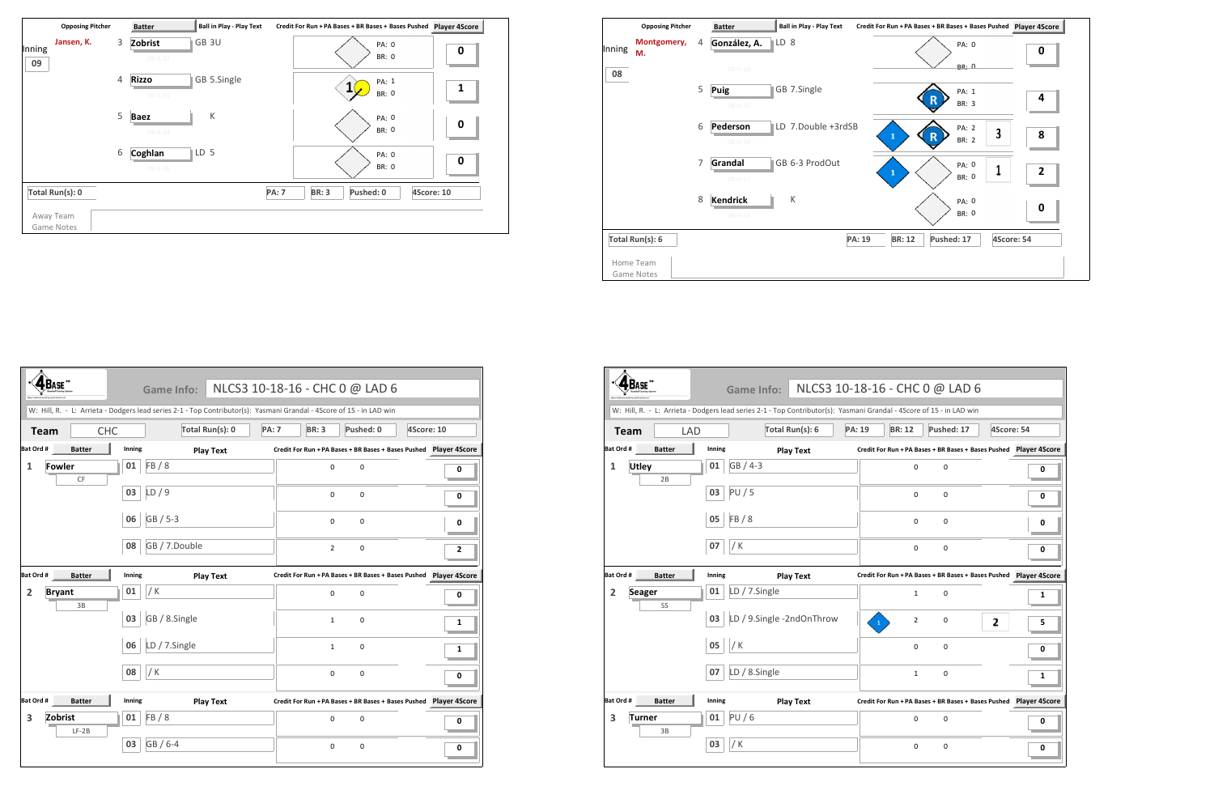## Inning 09 (Away)

| Opposing Pitcher | | Batter | Ball in Play - Play Text | PA | BR | Bases Pushed | Player 4Score |
|---|---|---|---|---|---|---|---|
| Jansen, K. | 3 | Zobrist | GB 3U | 0 | 0 | | 0 |
| | 4 | Rizzo | GB 5.Single | 1 | 0 | | 1 |
| | 5 | Baez | K | 0 | 0 | | 0 |
| | 6 | Coghlan | LD 5 | 0 | 0 | | 0 |

Total Run(s): 0 | PA: 7 | BR: 3 | Pushed: 0 | 4Score: 10

Away Team Game Notes

## Inning 08 (Home)

| Opposing Pitcher | | Batter | Ball in Play - Play Text | PA | BR | Bases Pushed | Player 4Score |
|---|---|---|---|---|---|---|---|
| Montgomery, M. | 4 | González, A. | LD 8 | 0 | 0 | | 0 |
| | 5 | Puig | GB 7.Single | 1 | 3 | | 4 |
| | 6 | Pederson | LD 7.Double +3rdSB | 2 | 2 | 3 | 8 |
| | 7 | Grandal | GB 6-3 ProdOut | 0 | 0 | 1 | 2 |
| | 8 | Kendrick | K | 0 | 0 | | 0 |

Total Run(s): 6 | PA: 19 | BR: 12 | Pushed: 17 | 4Score: 54

Home Team Game Notes

---

## Game Info: NLCS3 10-18-16 - CHC 0 @ LAD 6

W: Hill, R. - L: Arrieta - Dodgers lead series 2-1 - Top Contributor(s): Yasmani Grandal - 4Score of 15 - in LAD win

Team: CHC | Total Run(s): 0 | PA: 7 | BR: 3 | Pushed: 0 | 4Score: 10

| Bat Ord # | Batter | Inning | Play Text | PA Bases | BR Bases | Bases Pushed | Player 4Score |
|---|---|---|---|---|---|---|---|
| 1 | Fowler (CF) | 01 | FB / 8 | 0 | 0 | | 0 |
| | | 03 | LD / 9 | 0 | 0 | | 0 |
| | | 06 | GB / 5-3 | 0 | 0 | | 0 |
| | | 08 | GB / 7.Double | 2 | 0 | | 2 |
| 2 | Bryant (3B) | 01 | / K | 0 | 0 | | 0 |
| | | 03 | GB / 8.Single | 1 | 0 | | 1 |
| | | 06 | LD / 7.Single | 1 | 0 | | 1 |
| | | 08 | / K | 0 | 0 | | 0 |
| 3 | Zobrist (LF-2B) | 01 | FB / 8 | 0 | 0 | | 0 |
| | | 03 | GB / 6-4 | 0 | 0 | | 0 |

---

## Game Info: NLCS3 10-18-16 - CHC 0 @ LAD 6

W: Hill, R. - L: Arrieta - Dodgers lead series 2-1 - Top Contributor(s): Yasmani Grandal - 4Score of 15 - in LAD win

Team: LAD | Total Run(s): 6 | PA: 19 | BR: 12 | Pushed: 17 | 4Score: 54

| Bat Ord # | Batter | Inning | Play Text | PA Bases | BR Bases | Bases Pushed | Player 4Score |
|---|---|---|---|---|---|---|---|
| 1 | Utley (2B) | 01 | GB / 4-3 | 0 | 0 | | 0 |
| | | 03 | PU / 5 | 0 | 0 | | 0 |
| | | 05 | FB / 8 | 0 | 0 | | 0 |
| | | 07 | / K | 0 | 0 | | 0 |
| 2 | Seager (SS) | 01 | LD / 7.Single | 1 | 0 | | 1 |
| | | 03 | LD / 9.Single -2ndOnThrow | 2 | 0 | 2 | 5 |
| | | 05 | / K | 0 | 0 | | 0 |
| | | 07 | LD / 8.Single | 1 | 0 | | 1 |
| 3 | Turner (3B) | 01 | PU / 6 | 0 | 0 | | 0 |
| | | 03 | / K | 0 | 0 | | 0 |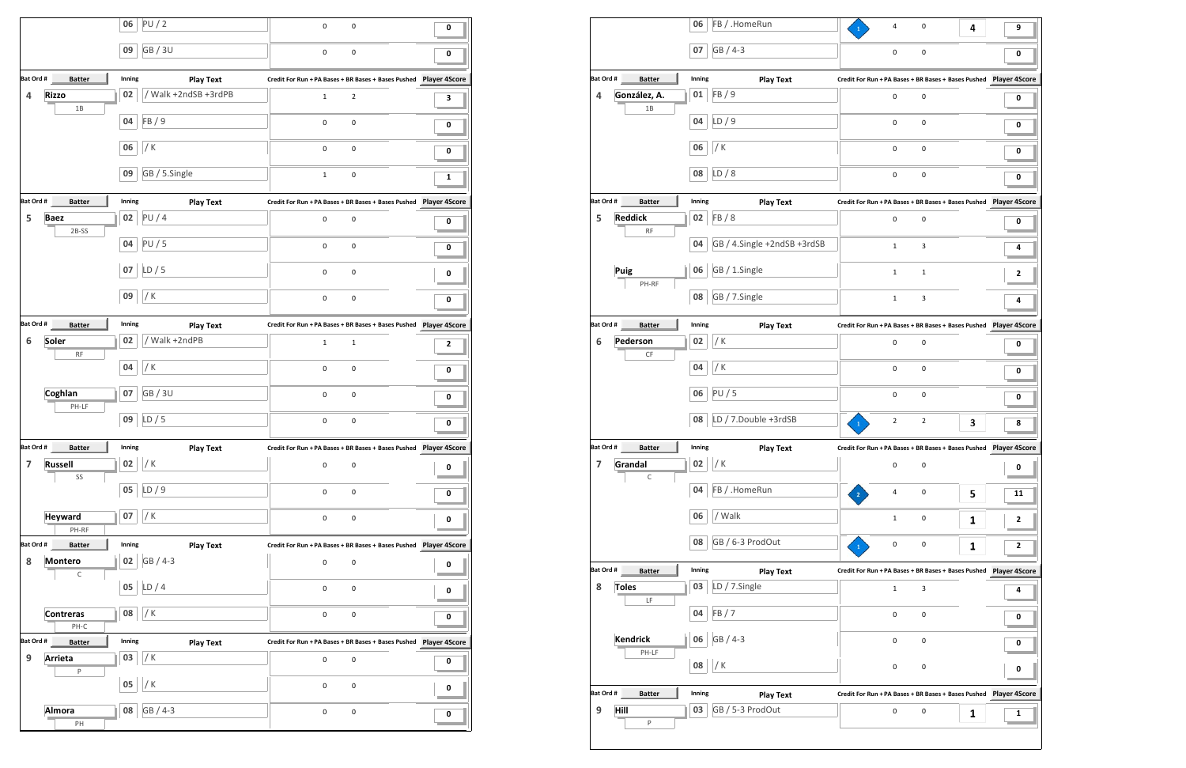| Bat Ord # | Batter | Inning | Play Text | Credit For Run | PA Bases | BR Bases | Bases Pushed | Player 4Score |
|---|---|---|---|---|---|---|---|---|
| | | 06 | PU / 2 | | 0 | 0 | | 0 |
| | | 09 | GB / 3U | | 0 | 0 | | 0 |
| 4 | Rizzo (1B) | 02 | / Walk +2ndSB +3rdPB | | 1 | 2 | | 3 |
| | | 04 | FB / 9 | | 0 | 0 | | 0 |
| | | 06 | / K | | 0 | 0 | | 0 |
| | | 09 | GB / 5.Single | | 1 | 0 | | 1 |
| 5 | Baez (2B-SS) | 02 | PU / 4 | | 0 | 0 | | 0 |
| | | 04 | PU / 5 | | 0 | 0 | | 0 |
| | | 07 | LD / 5 | | 0 | 0 | | 0 |
| | | 09 | / K | | 0 | 0 | | 0 |
| 6 | Soler (RF) | 02 | / Walk +2ndPB | | 1 | 1 | | 2 |
| | | 04 | / K | | 0 | 0 | | 0 |
| | Coghlan (PH-LF) | 07 | GB / 3U | | 0 | 0 | | 0 |
| | | 09 | LD / 5 | | 0 | 0 | | 0 |
| 7 | Russell (SS) | 02 | / K | | 0 | 0 | | 0 |
| | | 05 | LD / 9 | | 0 | 0 | | 0 |
| | Heyward (PH-RF) | 07 | / K | | 0 | 0 | | 0 |
| 8 | Montero (C) | 02 | GB / 4-3 | | 0 | 0 | | 0 |
| | | 05 | LD / 4 | | 0 | 0 | | 0 |
| | Contreras (PH-C) | 08 | / K | | 0 | 0 | | 0 |
| 9 | Arrieta (P) | 03 | / K | | 0 | 0 | | 0 |
| | | 05 | / K | | 0 | 0 | | 0 |
| | Almora (PH) | 08 | GB / 4-3 | | 0 | 0 | | 0 |

| Bat Ord # | Batter | Inning | Play Text | Credit For Run | PA Bases | BR Bases | Bases Pushed | Player 4Score |
|---|---|---|---|---|---|---|---|---|
| | | 06 | FB / .HomeRun | 1 | 4 | 0 | 4 | 9 |
| | | 07 | GB / 4-3 | | 0 | 0 | | 0 |
| 4 | González, A. (1B) | 01 | FB / 9 | | 0 | 0 | | 0 |
| | | 04 | LD / 9 | | 0 | 0 | | 0 |
| | | 06 | / K | | 0 | 0 | | 0 |
| | | 08 | LD / 8 | | 0 | 0 | | 0 |
| 5 | Reddick (RF) | 02 | FB / 8 | | 0 | 0 | | 0 |
| | | 04 | GB / 4.Single +2ndSB +3rdSB | | 1 | 3 | | 4 |
| | Puig (PH-RF) | 06 | GB / 1.Single | | 1 | 1 | | 2 |
| | | 08 | GB / 7.Single | | 1 | 3 | | 4 |
| 6 | Pederson (CF) | 02 | / K | | 0 | 0 | | 0 |
| | | 04 | / K | | 0 | 0 | | 0 |
| | | 06 | PU / 5 | | 0 | 0 | | 0 |
| | | 08 | LD / 7.Double +3rdSB | 1 | 2 | 2 | 3 | 8 |
| 7 | Grandal (C) | 02 | / K | | 0 | 0 | | 0 |
| | | 04 | FB / .HomeRun | 2 | 4 | 0 | 5 | 11 |
| | | 06 | / Walk | | 1 | 0 | 1 | 2 |
| | | 08 | GB / 6-3 ProdOut | 1 | 0 | 0 | 1 | 2 |
| 8 | Toles (LF) | 03 | LD / 7.Single | | 1 | 3 | | 4 |
| | | 04 | FB / 7 | | 0 | 0 | | 0 |
| | Kendrick (PH-LF) | 06 | GB / 4-3 | | 0 | 0 | | 0 |
| | | 08 | / K | | 0 | 0 | | 0 |
| 9 | Hill (P) | 03 | GB / 5-3 ProdOut | | 0 | 0 | 1 | 1 |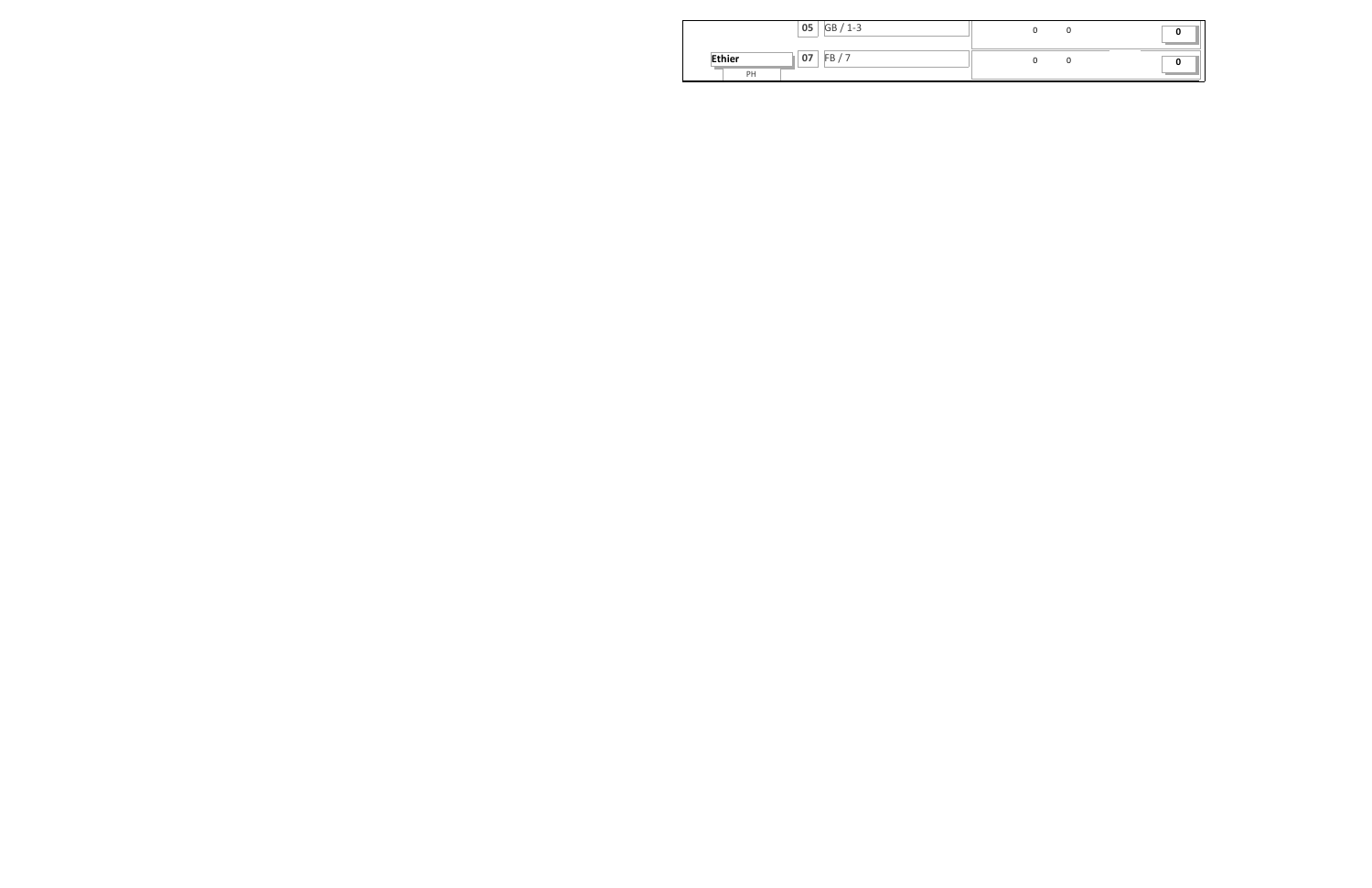| | | | | | | |
|---|---|---|---|---|---|---|
| | 05 | GB / 1-3 | 0 | 0 | | 0 |
| Ethier PH | 07 | FB / 7 | 0 | 0 | | 0 |